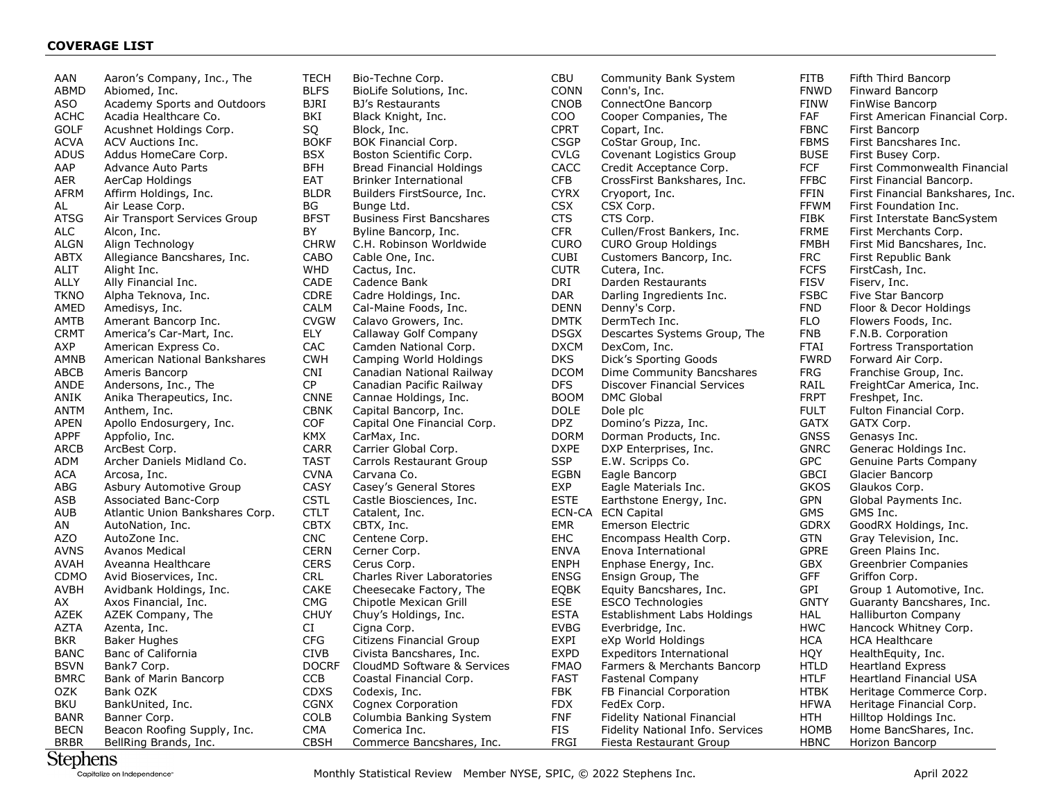## COVERAGE LIST

| Ticker | Company | Ticker | Company | Ticker | Company | Ticker | Company |
|---|---|---|---|---|---|---|---|
| AAN | Aaron's Company, Inc., The | TECH | Bio-Techne Corp. | CBU | Community Bank System | FITB | Fifth Third Bancorp |
| ABMD | Abiomed, Inc. | BLFS | BioLife Solutions, Inc. | CONN | Conn's, Inc. | FNWD | Finward Bancorp |
| ASO | Academy Sports and Outdoors | BJRI | BJ's Restaurants | CNOB | ConnectOne Bancorp | FINW | FinWise Bancorp |
| ACHC | Acadia Healthcare Co. | BKI | Black Knight, Inc. | COO | Cooper Companies, The | FAF | First American Financial Corp. |
| GOLF | Acushnet Holdings Corp. | SQ | Block, Inc. | CPRT | Copart, Inc. | FBNC | First Bancorp |
| ACVA | ACV Auctions Inc. | BOKF | BOK Financial Corp. | CSGP | CoStar Group, Inc. | FBMS | First Bancshares Inc. |
| ADUS | Addus HomeCare Corp. | BSX | Boston Scientific Corp. | CVLG | Covenant Logistics Group | BUSE | First Busey Corp. |
| AAP | Advance Auto Parts | BFH | Bread Financial Holdings | CACC | Credit Acceptance Corp. | FCF | First Commonwealth Financial |
| AER | AerCap Holdings | EAT | Brinker International | CFB | CrossFirst Bankshares, Inc. | FFBC | First Financial Bancorp. |
| AFRM | Affirm Holdings, Inc. | BLDR | Builders FirstSource, Inc. | CYRX | Cryoport, Inc. | FFIN | First Financial Bankshares, Inc. |
| AL | Air Lease Corp. | BG | Bunge Ltd. | CSX | CSX Corp. | FFWM | First Foundation Inc. |
| ATSG | Air Transport Services Group | BFST | Business First Bancshares | CTS | CTS Corp. | FIBK | First Interstate BancSystem |
| ALC | Alcon, Inc. | BY | Byline Bancorp, Inc. | CFR | Cullen/Frost Bankers, Inc. | FRME | First Merchants Corp. |
| ALGN | Align Technology | CHRW | C.H. Robinson Worldwide | CURO | CURO Group Holdings | FMBH | First Mid Bancshares, Inc. |
| ABTX | Allegiance Bancshares, Inc. | CABO | Cable One, Inc. | CUBI | Customers Bancorp, Inc. | FRC | First Republic Bank |
| ALIT | Alight Inc. | WHD | Cactus, Inc. | CUTR | Cutera, Inc. | FCFS | FirstCash, Inc. |
| ALLY | Ally Financial Inc. | CADE | Cadence Bank | DRI | Darden Restaurants | FISV | Fiserv, Inc. |
| TKNO | Alpha Teknova, Inc. | CDRE | Cadre Holdings, Inc. | DAR | Darling Ingredients Inc. | FSBC | Five Star Bancorp |
| AMED | Amedisys, Inc. | CALM | Cal-Maine Foods, Inc. | DENN | Denny's Corp. | FND | Floor & Decor Holdings |
| AMTB | Amerant Bancorp Inc. | CVGW | Calavo Growers, Inc. | DMTK | DermTech Inc. | FLO | Flowers Foods, Inc. |
| CRMT | America's Car-Mart, Inc. | ELY | Callaway Golf Company | DSGX | Descartes Systems Group, The | FNB | F.N.B. Corporation |
| AXP | American Express Co. | CAC | Camden National Corp. | DXCM | DexCom, Inc. | FTAI | Fortress Transportation |
| AMNB | American National Bankshares | CWH | Camping World Holdings | DKS | Dick's Sporting Goods | FWRD | Forward Air Corp. |
| ABCB | Ameris Bancorp | CNI | Canadian National Railway | DCOM | Dime Community Bancshares | FRG | Franchise Group, Inc. |
| ANDE | Andersons, Inc., The | CP | Canadian Pacific Railway | DFS | Discover Financial Services | RAIL | FreightCar America, Inc. |
| ANIK | Anika Therapeutics, Inc. | CNNE | Cannae Holdings, Inc. | BOOM | DMC Global | FRPT | Freshpet, Inc. |
| ANTM | Anthem, Inc. | CBNK | Capital Bancorp, Inc. | DOLE | Dole plc | FULT | Fulton Financial Corp. |
| APEN | Apollo Endosurgery, Inc. | COF | Capital One Financial Corp. | DPZ | Domino's Pizza, Inc. | GATX | GATX Corp. |
| APPF | Appfolio, Inc. | KMX | CarMax, Inc. | DORM | Dorman Products, Inc. | GNSS | Genasys Inc. |
| ARCB | ArcBest Corp. | CARR | Carrier Global Corp. | DXPE | DXP Enterprises, Inc. | GNRC | Generac Holdings Inc. |
| ADM | Archer Daniels Midland Co. | TAST | Carrols Restaurant Group | SSP | E.W. Scripps Co. | GPC | Genuine Parts Company |
| ACA | Arcosa, Inc. | CVNA | Carvana Co. | EGBN | Eagle Bancorp | GBCI | Glacier Bancorp |
| ABG | Asbury Automotive Group | CASY | Casey's General Stores | EXP | Eagle Materials Inc. | GKOS | Glaukos Corp. |
| ASB | Associated Banc-Corp | CSTL | Castle Biosciences, Inc. | ESTE | Earthstone Energy, Inc. | GPN | Global Payments Inc. |
| AUB | Atlantic Union Bankshares Corp. | CTLT | Catalent, Inc. | ECN-CA | ECN Capital | GMS | GMS Inc. |
| AN | AutoNation, Inc. | CBTX | CBTX, Inc. | EMR | Emerson Electric | GDRX | GoodRX Holdings, Inc. |
| AZO | AutoZone Inc. | CNC | Centene Corp. | EHC | Encompass Health Corp. | GTN | Gray Television, Inc. |
| AVNS | Avanos Medical | CERN | Cerner Corp. | ENVA | Enova International | GPRE | Green Plains Inc. |
| AVAH | Aveanna Healthcare | CERS | Cerus Corp. | ENPH | Enphase Energy, Inc. | GBX | Greenbrier Companies |
| CDMO | Avid Bioservices, Inc. | CRL | Charles River Laboratories | ENSG | Ensign Group, The | GFF | Griffon Corp. |
| AVBH | Avidbank Holdings, Inc. | CAKE | Cheesecake Factory, The | EQBK | Equity Bancshares, Inc. | GPI | Group 1 Automotive, Inc. |
| AX | Axos Financial, Inc. | CMG | Chipotle Mexican Grill | ESE | ESCO Technologies | GNTY | Guaranty Bancshares, Inc. |
| AZEK | AZEK Company, The | CHUY | Chuy's Holdings, Inc. | ESTA | Establishment Labs Holdings | HAL | Halliburton Company |
| AZTA | Azenta, Inc. | CI | Cigna Corp. | EVBG | Everbridge, Inc. | HWC | Hancock Whitney Corp. |
| BKR | Baker Hughes | CFG | Citizens Financial Group | EXPI | eXp World Holdings | HCA | HCA Healthcare |
| BANC | Banc of California | CIVB | Civista Bancshares, Inc. | EXPD | Expeditors International | HQY | HealthEquity, Inc. |
| BSVN | Bank7 Corp. | DOCRF | CloudMD Software & Services | FMAO | Farmers & Merchants Bancorp | HTLD | Heartland Express |
| BMRC | Bank of Marin Bancorp | CCB | Coastal Financial Corp. | FAST | Fastenal Company | HTLF | Heartland Financial USA |
| OZK | Bank OZK | CDXS | Codexis, Inc. | FBK | FB Financial Corporation | HTBK | Heritage Commerce Corp. |
| BKU | BankUnited, Inc. | CGNX | Cognex Corporation | FDX | FedEx Corp. | HFWA | Heritage Financial Corp. |
| BANR | Banner Corp. | COLB | Columbia Banking System | FNF | Fidelity National Financial | HTH | Hilltop Holdings Inc. |
| BECN | Beacon Roofing Supply, Inc. | CMA | Comerica Inc. | FIS | Fidelity National Info. Services | HOMB | Home BancShares, Inc. |
| BRBR | BellRing Brands, Inc. | CBSH | Commerce Bancshares, Inc. | FRGI | Fiesta Restaurant Group | HBNC | Horizon Bancorp |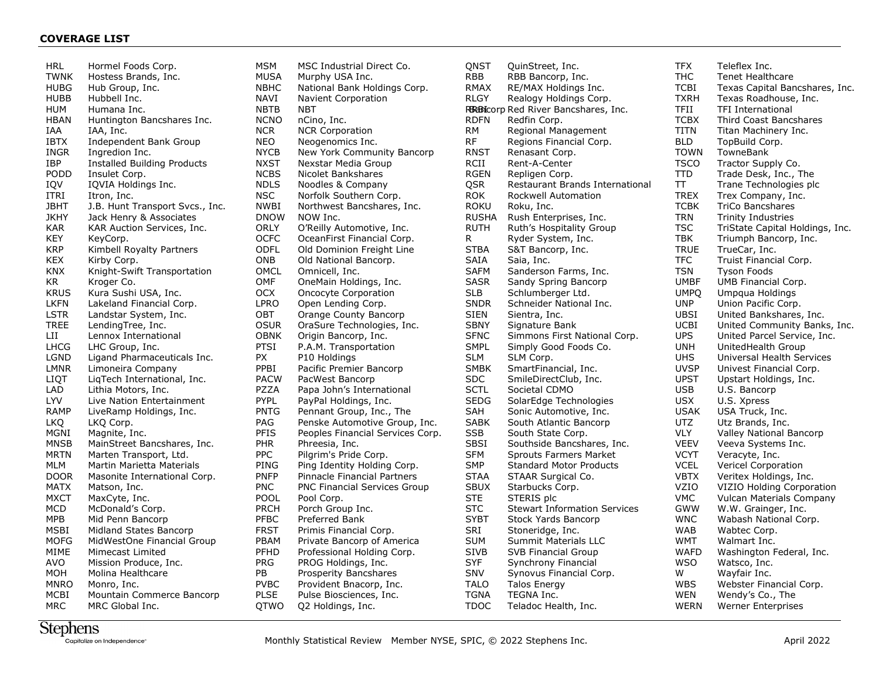## COVERAGE LIST

| Ticker | Company |
|---|---|
| HRL | Hormel Foods Corp. |
| TWNK | Hostess Brands, Inc. |
| HUBG | Hub Group, Inc. |
| HUBB | Hubbell Inc. |
| HUM | Humana Inc. |
| HBAN | Huntington Bancshares Inc. |
| IAA | IAA, Inc. |
| IBTX | Independent Bank Group |
| INGR | Ingredion Inc. |
| IBP | Installed Building Products |
| PODD | Insulet Corp. |
| IQV | IQVIA Holdings Inc. |
| ITRI | Itron, Inc. |
| JBHT | J.B. Hunt Transport Svcs., Inc. |
| JKHY | Jack Henry & Associates |
| KAR | KAR Auction Services, Inc. |
| KEY | KeyCorp. |
| KRP | Kimbell Royalty Partners |
| KEX | Kirby Corp. |
| KNX | Knight-Swift Transportation |
| KR | Kroger Co. |
| KRUS | Kura Sushi USA, Inc. |
| LKFN | Lakeland Financial Corp. |
| LSTR | Landstar System, Inc. |
| TREE | LendingTree, Inc. |
| LII | Lennox International |
| LHCG | LHC Group, Inc. |
| LGND | Ligand Pharmaceuticals Inc. |
| LMNR | Limoneira Company |
| LIQT | LiqTech International, Inc. |
| LAD | Lithia Motors, Inc. |
| LYV | Live Nation Entertainment |
| RAMP | LiveRamp Holdings, Inc. |
| LKQ | LKQ Corp. |
| MGNI | Magnite, Inc. |
| MNSB | MainStreet Bancshares, Inc. |
| MRTN | Marten Transport, Ltd. |
| MLM | Martin Marietta Materials |
| DOOR | Masonite International Corp. |
| MATX | Matson, Inc. |
| MXCT | MaxCyte, Inc. |
| MCD | McDonald's Corp. |
| MPB | Mid Penn Bancorp |
| MSBI | Midland States Bancorp |
| MOFG | MidWestOne Financial Group |
| MIME | Mimecast Limited |
| AVO | Mission Produce, Inc. |
| MOH | Molina Healthcare |
| MNRO | Monro, Inc. |
| MCBI | Mountain Commerce Bancorp |
| MRC | MRC Global Inc. |
| MSM | MSC Industrial Direct Co. |
| MUSA | Murphy USA Inc. |
| NBHC | National Bank Holdings Corp. |
| NAVI | Navient Corporation |
| NBTB | NBT |
| NCNO | nCino, Inc. |
| NCR | NCR Corporation |
| NEO | Neogenomics Inc. |
| NYCB | New York Community Bancorp |
| NXST | Nexstar Media Group |
| NCBS | Nicolet Bankshares |
| NDLS | Noodles & Company |
| NSC | Norfolk Southern Corp. |
| NWBI | Northwest Bancshares, Inc. |
| DNOW | NOW Inc. |
| ORLY | O'Reilly Automotive, Inc. |
| OCFC | OceanFirst Financial Corp. |
| ODFL | Old Dominion Freight Line |
| ONB | Old National Bancorp. |
| OMCL | Omnicell, Inc. |
| OMF | OneMain Holdings, Inc. |
| OCX | Oncocyte Corporation |
| LPRO | Open Lending Corp. |
| OBT | Orange County Bancorp |
| OSUR | OraSure Technologies, Inc. |
| OBNK | Origin Bancorp, Inc. |
| PTSI | P.A.M. Transportation |
| PX | P10 Holdings |
| PPBI | Pacific Premier Bancorp |
| PACW | PacWest Bancorp |
| PZZA | Papa John's International |
| PYPL | PayPal Holdings, Inc. |
| PNTG | Pennant Group, Inc., The |
| PAG | Penske Automotive Group, Inc. |
| PFIS | Peoples Financial Services Corp. |
| PHR | Phreesia, Inc. |
| PPC | Pilgrim's Pride Corp. |
| PING | Ping Identity Holding Corp. |
| PNFP | Pinnacle Financial Partners |
| PNC | PNC Financial Services Group |
| POOL | Pool Corp. |
| PRCH | Porch Group Inc. |
| PFBC | Preferred Bank |
| FRST | Primis Financial Corp. |
| PBAM | Private Bancorp of America |
| PFHD | Professional Holding Corp. |
| PRG | PROG Holdings, Inc. |
| PB | Prosperity Bancshares |
| PVBC | Provident Bnacorp, Inc. |
| PLSE | Pulse Biosciences, Inc. |
| QTWO | Q2 Holdings, Inc. |
| QNST | QuinStreet, Inc. |
| RBB | RBB Bancorp, Inc. |
| RMAX | RE/MAX Holdings Inc. |
| RLGY | Realogy Holdings Corp. |
| RRBI | Red River Bancshares, Inc. |
| RDFN | Redfin Corp. |
| RM | Regional Management |
| RF | Regions Financial Corp. |
| RNST | Renasant Corp. |
| RCII | Rent-A-Center |
| RGEN | Repligen Corp. |
| QSR | Restaurant Brands International |
| ROK | Rockwell Automation |
| ROKU | Roku, Inc. |
| RUSHA | Rush Enterprises, Inc. |
| RUTH | Ruth's Hospitality Group |
| R | Ryder System, Inc. |
| STBA | S&T Bancorp, Inc. |
| SAIA | Saia, Inc. |
| SAFM | Sanderson Farms, Inc. |
| SASR | Sandy Spring Bancorp |
| SLB | Schlumberger Ltd. |
| SNDR | Schneider National Inc. |
| SIEN | Sientra, Inc. |
| SBNY | Signature Bank |
| SFNC | Simmons First National Corp. |
| SMPL | Simply Good Foods Co. |
| SLM | SLM Corp. |
| SMBK | SmartFinancial, Inc. |
| SDC | SmileDirectClub, Inc. |
| SCTL | Societal CDMO |
| SEDG | SolarEdge Technologies |
| SAH | Sonic Automotive, Inc. |
| SABK | South Atlantic Bancorp |
| SSB | South State Corp. |
| SBSI | Southside Bancshares, Inc. |
| SFM | Sprouts Farmers Market |
| SMP | Standard Motor Products |
| STAA | STAAR Surgical Co. |
| SBUX | Starbucks Corp. |
| STE | STERIS plc |
| STC | Stewart Information Services |
| SYBT | Stock Yards Bancorp |
| SRI | Stoneridge, Inc. |
| SUM | Summit Materials LLC |
| SIVB | SVB Financial Group |
| SYF | Synchrony Financial |
| SNV | Synovus Financial Corp. |
| TALO | Talos Energy |
| TGNA | TEGNA Inc. |
| TDOC | Teladoc Health, Inc. |
| TFX | Teleflex Inc. |
| THC | Tenet Healthcare |
| TCBI | Texas Capital Bancshares, Inc. |
| TXRH | Texas Roadhouse, Inc. |
| TFII | TFI International |
| TCBX | Third Coast Bancshares |
| TITN | Titan Machinery Inc. |
| BLD | TopBuild Corp. |
| TOWN | TowneBank |
| TSCO | Tractor Supply Co. |
| TTD | Trade Desk, Inc., The |
| TT | Trane Technologies plc |
| TREX | Trex Company, Inc. |
| TCBK | TriCo Bancshares |
| TRN | Trinity Industries |
| TSC | TriState Capital Holdings, Inc. |
| TBK | Triumph Bancorp, Inc. |
| TRUE | TrueCar, Inc. |
| TFC | Truist Financial Corp. |
| TSN | Tyson Foods |
| UMBF | UMB Financial Corp. |
| UMPQ | Umpqua Holdings |
| UNP | Union Pacific Corp. |
| UBSI | United Bankshares, Inc. |
| UCBI | United Community Banks, Inc. |
| UPS | United Parcel Service, Inc. |
| UNH | UnitedHealth Group |
| UHS | Universal Health Services |
| UVSP | Univest Financial Corp. |
| UPST | Upstart Holdings, Inc. |
| USB | U.S. Bancorp |
| USX | U.S. Xpress |
| USAK | USA Truck, Inc. |
| UTZ | Utz Brands, Inc. |
| VLY | Valley National Bancorp |
| VEEV | Veeva Systems Inc. |
| VCYT | Veracyte, Inc. |
| VCEL | Vericel Corporation |
| VBTX | Veritex Holdings, Inc. |
| VZIO | VIZIO Holding Corporation |
| VMC | Vulcan Materials Company |
| GWW | W.W. Grainger, Inc. |
| WNC | Wabash National Corp. |
| WAB | Wabtec Corp. |
| WMT | Walmart Inc. |
| WAFD | Washington Federal, Inc. |
| WSO | Watsco, Inc. |
| W | Wayfair Inc. |
| WBS | Webster Financial Corp. |
| WEN | Wendy's Co., The |
| WERN | Werner Enterprises |

Stephens
Capitalize on Independence

Monthly Statistical Review Member NYSE, SPIC, © 2022 Stephens Inc. April 2022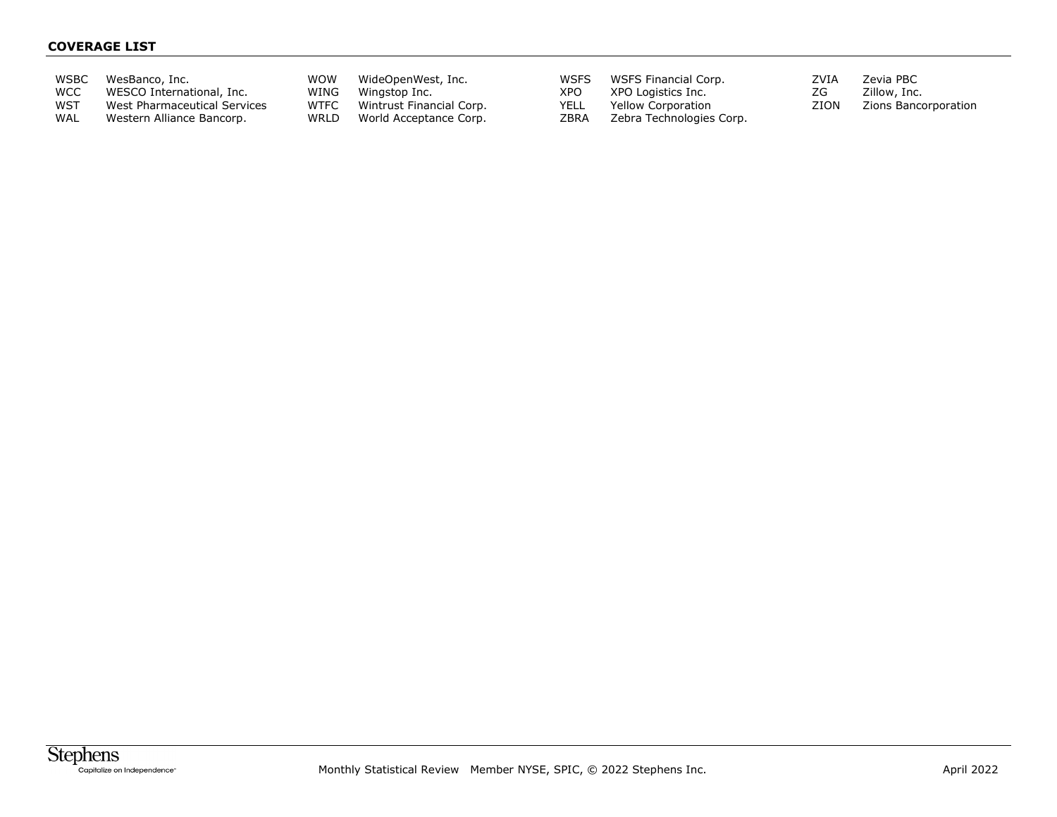**COVERAGE LIST**

| | | | | | | | |
|---|---|---|---|---|---|---|---|
| WSBC | WesBanco, Inc. | WOW | WideOpenWest, Inc. | WSFS | WSFS Financial Corp. | ZVIA | Zevia PBC |
| WCC | WESCO International, Inc. | WING | Wingstop Inc. | XPO | XPO Logistics Inc. | ZG | Zillow, Inc. |
| WST | West Pharmaceutical Services | WTFC | Wintrust Financial Corp. | YELL | Yellow Corporation | ZION | Zions Bancorporation |
| WAL | Western Alliance Bancorp. | WRLD | World Acceptance Corp. | ZBRA | Zebra Technologies Corp. | | |